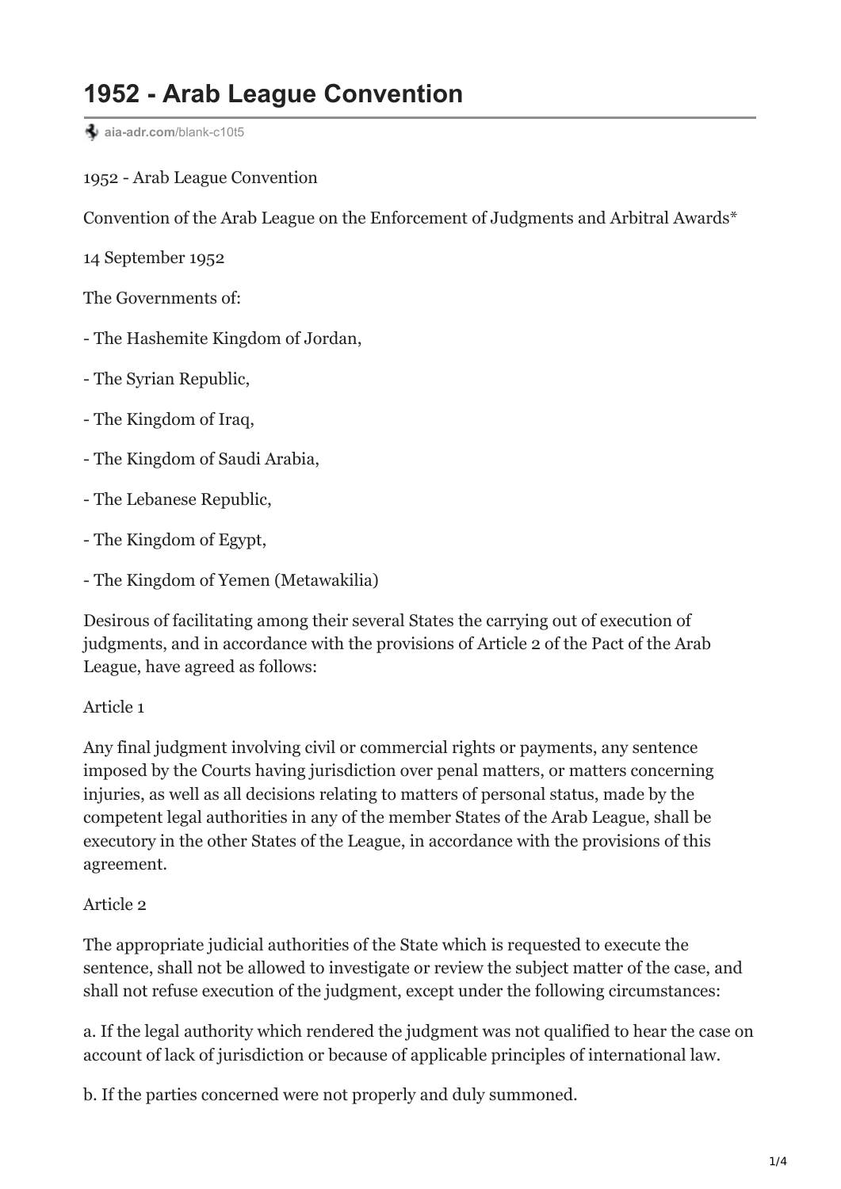# 1952 - Arab League Convention

aia-adr.com/blank-c10t5

1952 - Arab League Convention

Convention of the Arab League on the Enforcement of Judgments and Arbitral Awards*

14 September 1952

The Governments of:

- The Hashemite Kingdom of Jordan,
- The Syrian Republic,
- The Kingdom of Iraq,
- The Kingdom of Saudi Arabia,
- The Lebanese Republic,
- The Kingdom of Egypt,
- The Kingdom of Yemen (Metawakilia)

Desirous of facilitating among their several States the carrying out of execution of judgments, and in accordance with the provisions of Article 2 of the Pact of the Arab League, have agreed as follows:

Article 1

Any final judgment involving civil or commercial rights or payments, any sentence imposed by the Courts having jurisdiction over penal matters, or matters concerning injuries, as well as all decisions relating to matters of personal status, made by the competent legal authorities in any of the member States of the Arab League, shall be executory in the other States of the League, in accordance with the provisions of this agreement.

Article 2

The appropriate judicial authorities of the State which is requested to execute the sentence, shall not be allowed to investigate or review the subject matter of the case, and shall not refuse execution of the judgment, except under the following circumstances:

a. If the legal authority which rendered the judgment was not qualified to hear the case on account of lack of jurisdiction or because of applicable principles of international law.

b. If the parties concerned were not properly and duly summoned.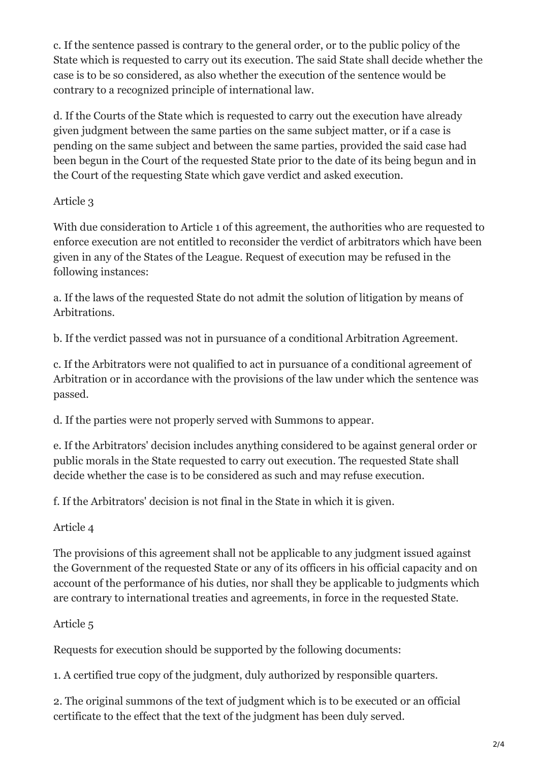c. If the sentence passed is contrary to the general order, or to the public policy of the State which is requested to carry out its execution. The said State shall decide whether the case is to be so considered, as also whether the execution of the sentence would be contrary to a recognized principle of international law.

d. If the Courts of the State which is requested to carry out the execution have already given judgment between the same parties on the same subject matter, or if a case is pending on the same subject and between the same parties, provided the said case had been begun in the Court of the requested State prior to the date of its being begun and in the Court of the requesting State which gave verdict and asked execution.

Article 3

With due consideration to Article 1 of this agreement, the authorities who are requested to enforce execution are not entitled to reconsider the verdict of arbitrators which have been given in any of the States of the League. Request of execution may be refused in the following instances:

a. If the laws of the requested State do not admit the solution of litigation by means of Arbitrations.

b. If the verdict passed was not in pursuance of a conditional Arbitration Agreement.

c. If the Arbitrators were not qualified to act in pursuance of a conditional agreement of Arbitration or in accordance with the provisions of the law under which the sentence was passed.

d. If the parties were not properly served with Summons to appear.

e. If the Arbitrators' decision includes anything considered to be against general order or public morals in the State requested to carry out execution. The requested State shall decide whether the case is to be considered as such and may refuse execution.

f. If the Arbitrators' decision is not final in the State in which it is given.

Article 4

The provisions of this agreement shall not be applicable to any judgment issued against the Government of the requested State or any of its officers in his official capacity and on account of the performance of his duties, nor shall they be applicable to judgments which are contrary to international treaties and agreements, in force in the requested State.

Article 5

Requests for execution should be supported by the following documents:

1. A certified true copy of the judgment, duly authorized by responsible quarters.

2. The original summons of the text of judgment which is to be executed or an official certificate to the effect that the text of the judgment has been duly served.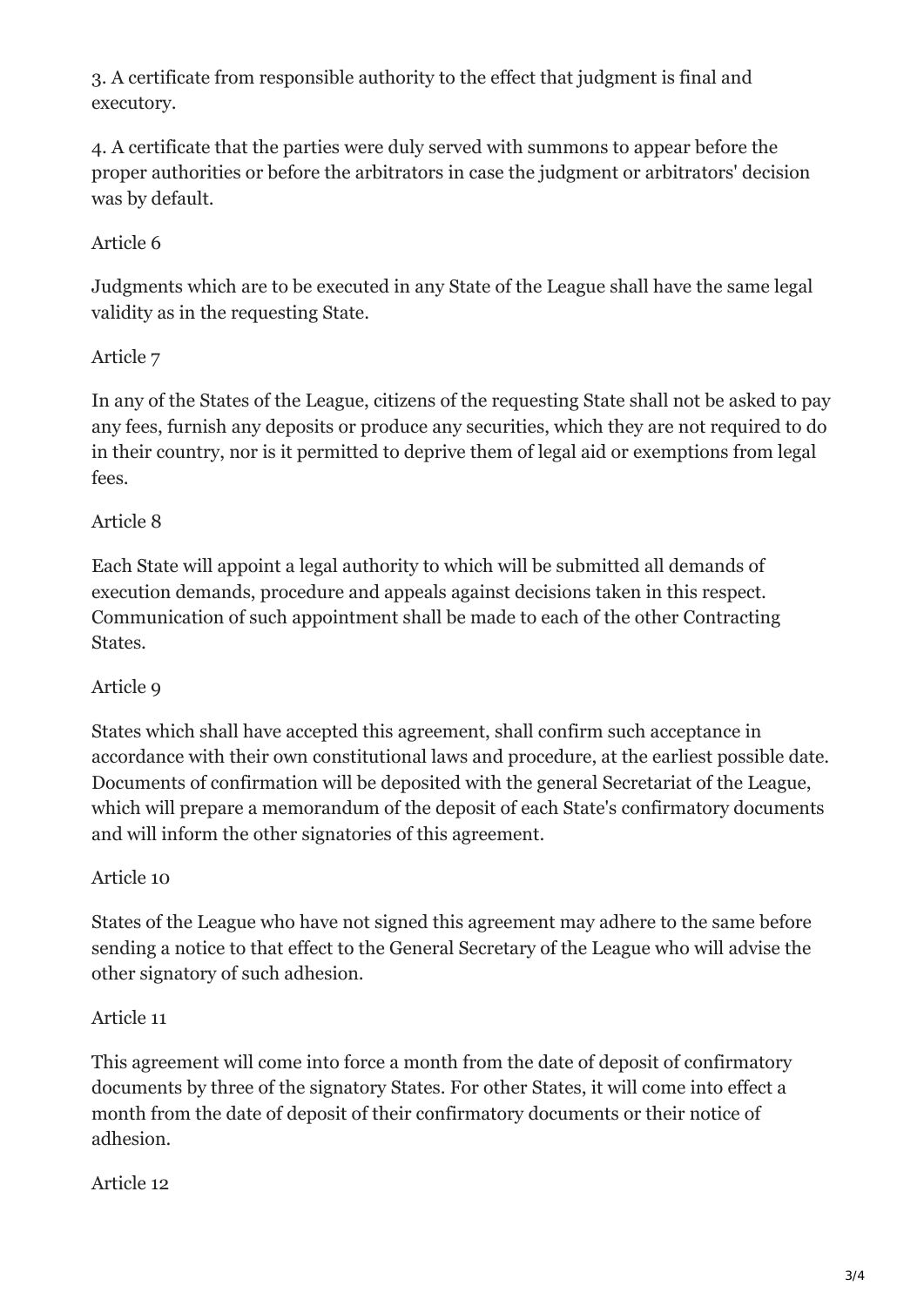3. A certificate from responsible authority to the effect that judgment is final and executory.

4. A certificate that the parties were duly served with summons to appear before the proper authorities or before the arbitrators in case the judgment or arbitrators' decision was by default.

Article 6

Judgments which are to be executed in any State of the League shall have the same legal validity as in the requesting State.

Article 7

In any of the States of the League, citizens of the requesting State shall not be asked to pay any fees, furnish any deposits or produce any securities, which they are not required to do in their country, nor is it permitted to deprive them of legal aid or exemptions from legal fees.

Article 8

Each State will appoint a legal authority to which will be submitted all demands of execution demands, procedure and appeals against decisions taken in this respect. Communication of such appointment shall be made to each of the other Contracting States.

Article 9

States which shall have accepted this agreement, shall confirm such acceptance in accordance with their own constitutional laws and procedure, at the earliest possible date. Documents of confirmation will be deposited with the general Secretariat of the League, which will prepare a memorandum of the deposit of each State's confirmatory documents and will inform the other signatories of this agreement.

Article 10

States of the League who have not signed this agreement may adhere to the same before sending a notice to that effect to the General Secretary of the League who will advise the other signatory of such adhesion.

Article 11

This agreement will come into force a month from the date of deposit of confirmatory documents by three of the signatory States. For other States, it will come into effect a month from the date of deposit of their confirmatory documents or their notice of adhesion.

Article 12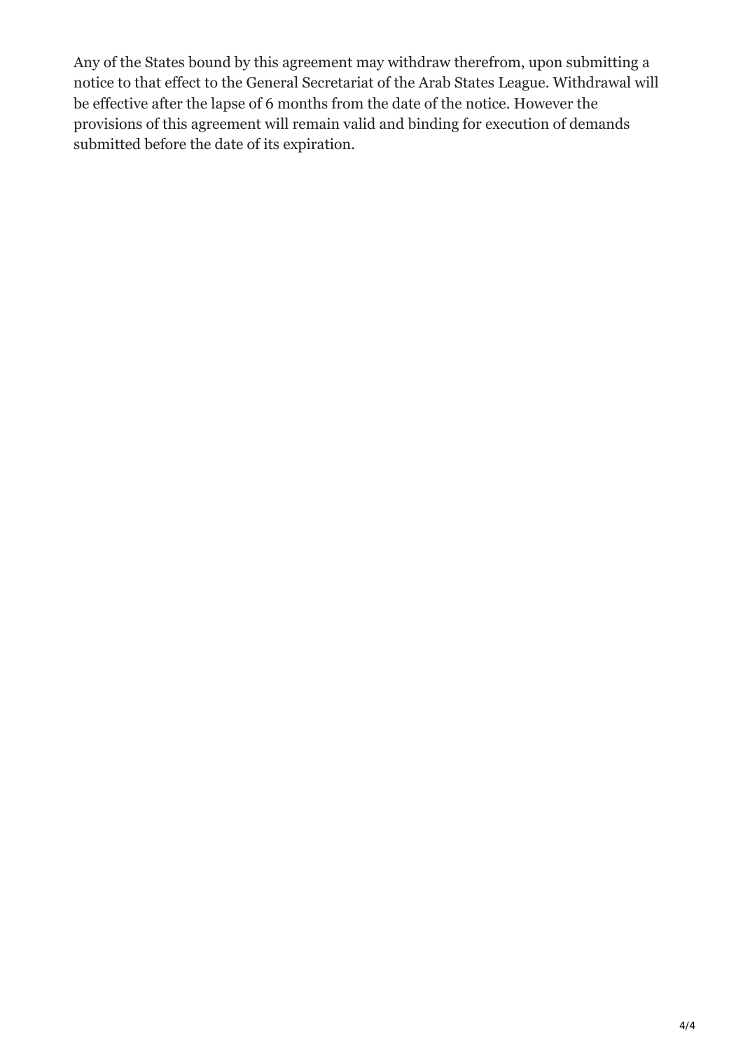Any of the States bound by this agreement may withdraw therefrom, upon submitting a notice to that effect to the General Secretariat of the Arab States League. Withdrawal will be effective after the lapse of 6 months from the date of the notice. However the provisions of this agreement will remain valid and binding for execution of demands submitted before the date of its expiration.